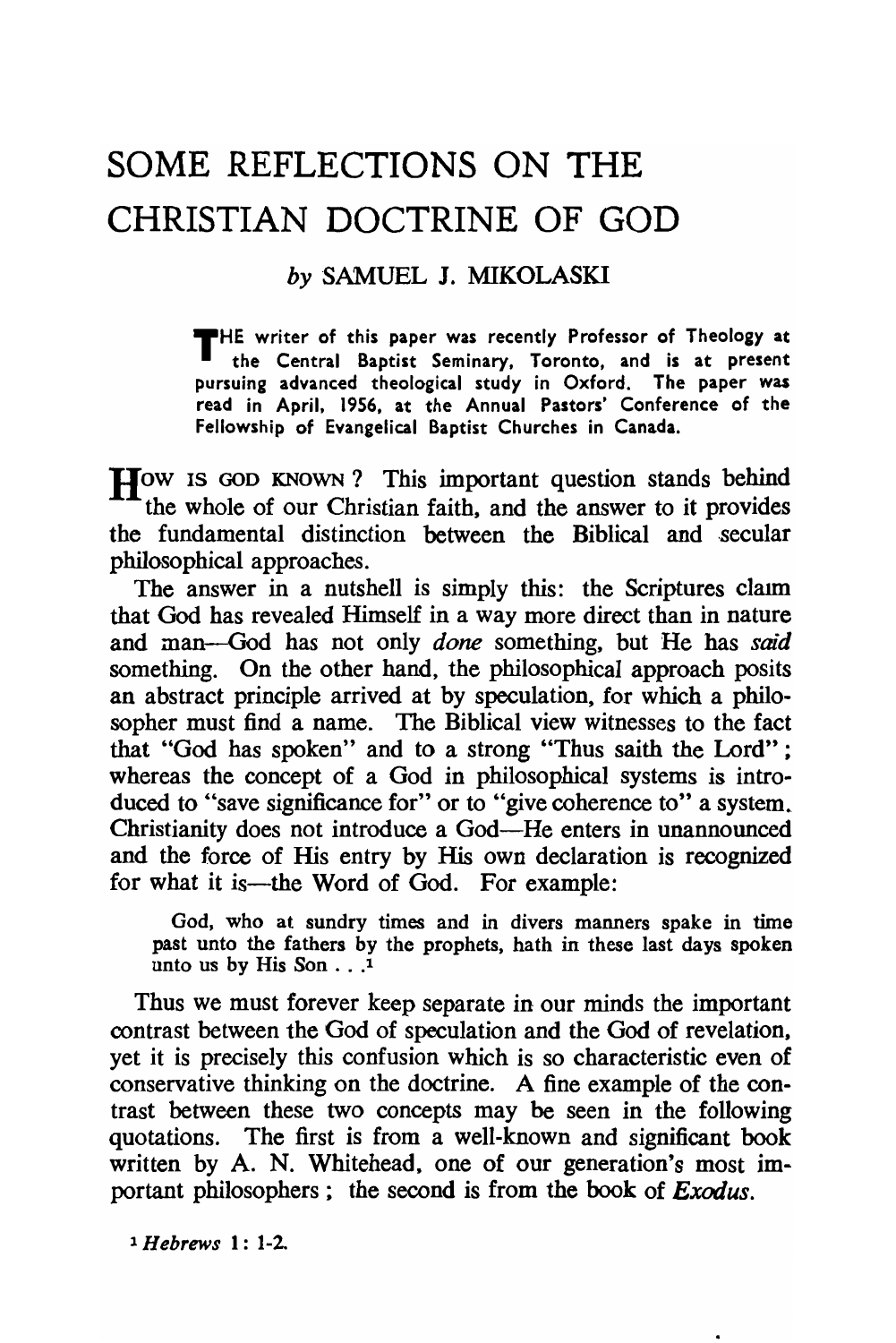# SOME REFLECTIONS ON THE CHRISTIAN DOCTRINE OF GOD

### by SAMUEL J. MIKOLASKI

THE writer of this paper was recently Professor of Theology at the Central Baptist Seminary, Toronto, and is at present pursuing advanced theological study in Oxford. The paper was read in April, 1956, at the Annual Pastors' Conference of the Fellowship of Evangelical Baptist Churches in Canada.

HOW IS GOD KNOWN? This important question stands behind the whole of our Christian faith, and the answer to it provides the fundamental distinction between the Biblical and secular philosophical approaches.

The answer in a nutshell is simply this: the Scriptures claim that God has revealed Himself in a way more direct than in nature and man—God has not only *done* something, but He has *said* something. On the other hand, the philosophical approach posits an abstract principle arrived at by speculation, for which a philosopher must find a name. The Biblical view witnesses to the fact that "God has spoken" and to a strong "Thus saith the Lord"; whereas the concept of a God in philosophical systems is introduced to "save significance for" or to "give coherence to" a system. Christianity does not introduce a God—He enters in unannounced and the force of His entry by His own declaration is recognized for what it is—the Word of God. For example:

> God, who at sundry times and in divers manners spake in time past unto the fathers by the prophets, hath in these last days spoken unto us by His Son . . .[1]

Thus we must forever keep separate in our minds the important contrast between the God of speculation and the God of revelation, yet it is precisely this confusion which is so characteristic even of conservative thinking on the doctrine. A fine example of the contrast between these two concepts may be seen in the following quotations. The first is from a well-known and significant book written by A. N. Whitehead, one of our generation's most important philosophers; the second is from the book of *Exodus*.

[1] *Hebrews* 1: 1-2.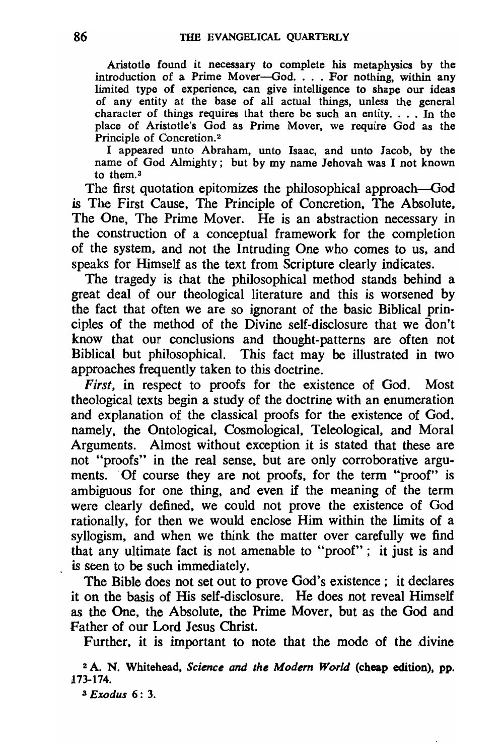> Aristotle found it necessary to complete his metaphysics by the introduction of a Prime Mover—God. . . . For nothing, within any limited type of experience, can give intelligence to shape our ideas of any entity at the base of all actual things, unless the general character of things requires that there be such an entity. . . . In the place of Aristotle's God as Prime Mover, we require God as the Principle of Concretion.[2]

> I appeared unto Abraham, unto Isaac, and unto Jacob, by the name of God Almighty; but by my name Jehovah was I not known to them.[3]

The first quotation epitomizes the philosophical approach—God is The First Cause, The Principle of Concretion, The Absolute, The One, The Prime Mover. He is an abstraction necessary in the construction of a conceptual framework for the completion of the system, and not the Intruding One who comes to us, and speaks for Himself as the text from Scripture clearly indicates.

The tragedy is that the philosophical method stands behind a great deal of our theological literature and this is worsened by the fact that often we are so ignorant of the basic Biblical principles of the method of the Divine self-disclosure that we don't know that our conclusions and thought-patterns are often not Biblical but philosophical. This fact may be illustrated in two approaches frequently taken to this doctrine.

*First*, in respect to proofs for the existence of God. Most theological texts begin a study of the doctrine with an enumeration and explanation of the classical proofs for the existence of God, namely, the Ontological, Cosmological, Teleological, and Moral Arguments. Almost without exception it is stated that these are not "proofs" in the real sense, but are only corroborative arguments. Of course they are not proofs, for the term "proof" is ambiguous for one thing, and even if the meaning of the term were clearly defined, we could not prove the existence of God rationally, for then we would enclose Him within the limits of a syllogism, and when we think the matter over carefully we find that any ultimate fact is not amenable to "proof"; it just is and is seen to be such immediately.

The Bible does not set out to prove God's existence; it declares it on the basis of His self-disclosure. He does not reveal Himself as the One, the Absolute, the Prime Mover, but as the God and Father of our Lord Jesus Christ.

Further, it is important to note that the mode of the divine

[2] A. N. Whitehead, *Science and the Modern World* (cheap edition), pp. 173-174.

[3] *Exodus* 6: 3.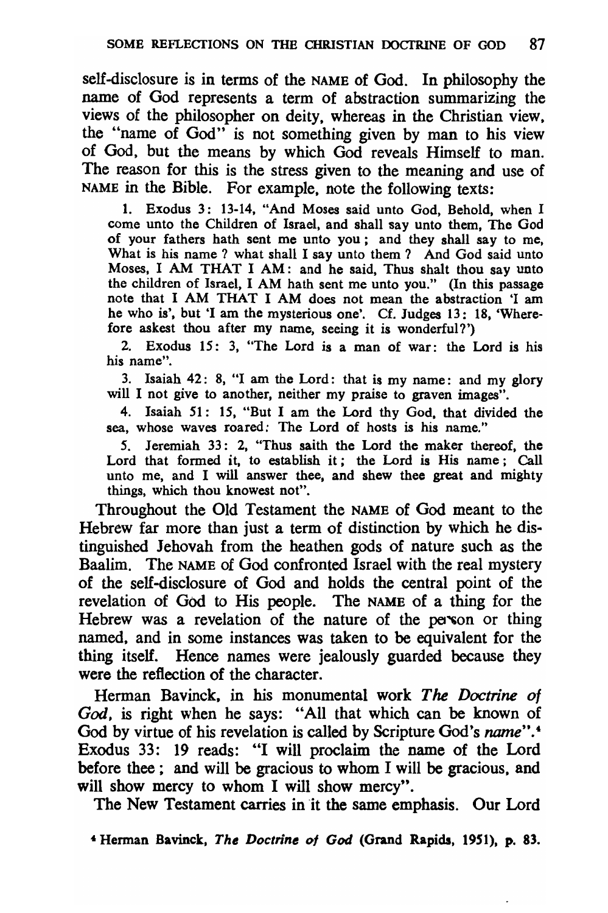self-disclosure is in terms of the NAME of God. In philosophy the name of God represents a term of abstraction summarizing the views of the philosopher on deity, whereas in the Christian view, the "name of God" is not something given by man to his view of God, but the means by which God reveals Himself to man. The reason for this is the stress given to the meaning and use of NAME in the Bible. For example, note the following texts:

1. Exodus 3: 13-14, "And Moses said unto God, Behold, when I come unto the Children of Israel, and shall say unto them, The God of your fathers hath sent me unto you; and they shall say to me, What is his name? what shall I say unto them? And God said unto Moses, I AM THAT I AM: and he said, Thus shalt thou say unto the children of Israel, I AM hath sent me unto you." (In this passage note that I AM THAT I AM does not mean the abstraction 'I am he who is', but 'I am the mysterious one'. Cf. Judges 13: 18, 'Wherefore askest thou after my name, seeing it is wonderful?')

2. Exodus 15: 3, "The Lord is a man of war: the Lord is his his name".

3. Isaiah 42: 8, "I am the Lord: that is my name: and my glory will I not give to another, neither my praise to graven images".

4. Isaiah 51: 15, "But I am the Lord thy God, that divided the sea, whose waves roared: The Lord of hosts is his name."

5. Jeremiah 33: 2, "Thus saith the Lord the maker thereof, the Lord that formed it, to establish it; the Lord is His name; Call unto me, and I will answer thee, and shew thee great and mighty things, which thou knowest not".

Throughout the Old Testament the NAME of God meant to the Hebrew far more than just a term of distinction by which he distinguished Jehovah from the heathen gods of nature such as the Baalim. The NAME of God confronted Israel with the real mystery of the self-disclosure of God and holds the central point of the revelation of God to His people. The NAME of a thing for the Hebrew was a revelation of the nature of the person or thing named, and in some instances was taken to be equivalent for the thing itself. Hence names were jealously guarded because they were the reflection of the character.

Herman Bavinck, in his monumental work *The Doctrine of God*, is right when he says: "All that which can be known of God by virtue of his revelation is called by Scripture God's *name*".[4] Exodus 33: 19 reads: "I will proclaim the name of the Lord before thee; and will be gracious to whom I will be gracious, and will show mercy to whom I will show mercy".

The New Testament carries in it the same emphasis. Our Lord

[4] Herman Bavinck, *The Doctrine of God* (Grand Rapids, 1951), p. 83.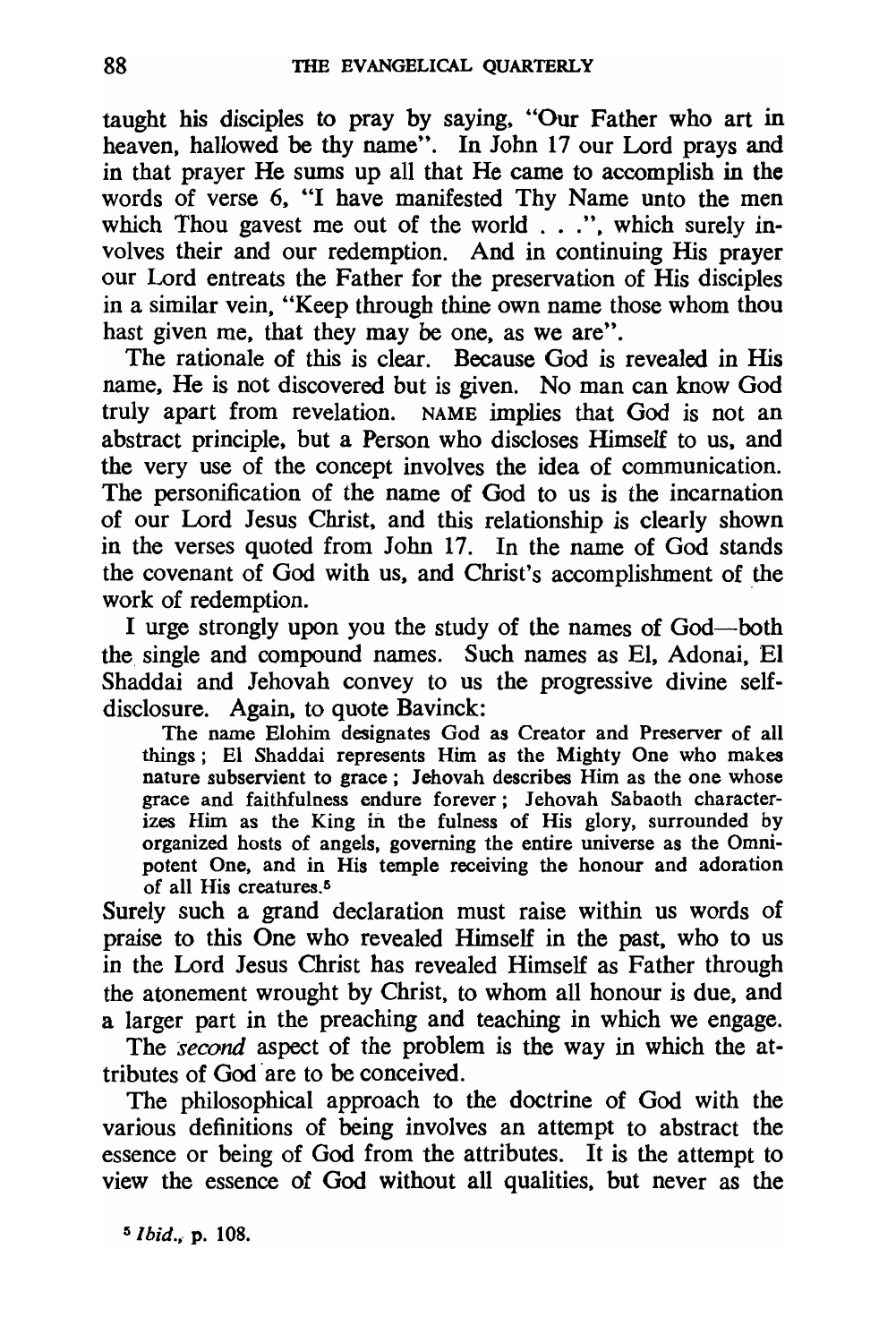taught his disciples to pray by saying, "Our Father who art in heaven, hallowed be thy name". In John 17 our Lord prays and in that prayer He sums up all that He came to accomplish in the words of verse 6, "I have manifested Thy Name unto the men which Thou gavest me out of the world . . .", which surely involves their and our redemption. And in continuing His prayer our Lord entreats the Father for the preservation of His disciples in a similar vein, "Keep through thine own name those whom thou hast given me, that they may be one, as we are".

The rationale of this is clear. Because God is revealed in His name, He is not discovered but is given. No man can know God truly apart from revelation. NAME implies that God is not an abstract principle, but a Person who discloses Himself to us, and the very use of the concept involves the idea of communication. The personification of the name of God to us is the incarnation of our Lord Jesus Christ, and this relationship is clearly shown in the verses quoted from John 17. In the name of God stands the covenant of God with us, and Christ's accomplishment of the work of redemption.

I urge strongly upon you the study of the names of God—both the single and compound names. Such names as El, Adonai, El Shaddai and Jehovah convey to us the progressive divine self-disclosure. Again, to quote Bavinck:

> The name Elohim designates God as Creator and Preserver of all things; El Shaddai represents Him as the Mighty One who makes nature subservient to grace; Jehovah describes Him as the one whose grace and faithfulness endure forever; Jehovah Sabaoth characterizes Him as the King in the fulness of His glory, surrounded by organized hosts of angels, governing the entire universe as the Omnipotent One, and in His temple receiving the honour and adoration of all His creatures.[5]

Surely such a grand declaration must raise within us words of praise to this One who revealed Himself in the past, who to us in the Lord Jesus Christ has revealed Himself as Father through the atonement wrought by Christ, to whom all honour is due, and a larger part in the preaching and teaching in which we engage.

The *second* aspect of the problem is the way in which the attributes of God are to be conceived.

The philosophical approach to the doctrine of God with the various definitions of being involves an attempt to abstract the essence or being of God from the attributes. It is the attempt to view the essence of God without all qualities, but never as the

[5] *Ibid.*, p. 108.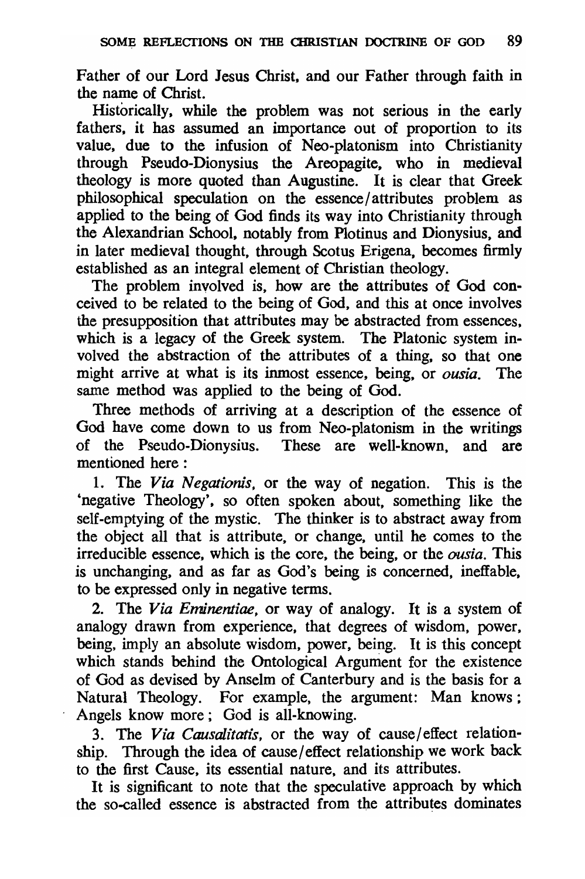Father of our Lord Jesus Christ, and our Father through faith in the name of Christ.

Historically, while the problem was not serious in the early fathers, it has assumed an importance out of proportion to its value, due to the infusion of Neo-platonism into Christianity through Pseudo-Dionysius the Areopagite, who in medieval theology is more quoted than Augustine. It is clear that Greek philosophical speculation on the essence/attributes problem as applied to the being of God finds its way into Christianity through the Alexandrian School, notably from Plotinus and Dionysius, and in later medieval thought, through Scotus Erigena, becomes firmly established as an integral element of Christian theology.

The problem involved is, how are the attributes of God conceived to be related to the being of God, and this at once involves the presupposition that attributes may be abstracted from essences, which is a legacy of the Greek system. The Platonic system involved the abstraction of the attributes of a thing, so that one might arrive at what is its inmost essence, being, or *ousia*. The same method was applied to the being of God.

Three methods of arriving at a description of the essence of God have come down to us from Neo-platonism in the writings of the Pseudo-Dionysius. These are well-known, and are mentioned here:

1. The *Via Negationis*, or the way of negation. This is the 'negative Theology', so often spoken about, something like the self-emptying of the mystic. The thinker is to abstract away from the object all that is attribute, or change, until he comes to the irreducible essence, which is the core, the being, or the *ousia*. This is unchanging, and as far as God's being is concerned, ineffable, to be expressed only in negative terms.

2. The *Via Eminentiae*, or way of analogy. It is a system of analogy drawn from experience, that degrees of wisdom, power, being, imply an absolute wisdom, power, being. It is this concept which stands behind the Ontological Argument for the existence of God as devised by Anselm of Canterbury and is the basis for a Natural Theology. For example, the argument: Man knows; Angels know more; God is all-knowing.

3. The *Via Causalitatis*, or the way of cause/effect relationship. Through the idea of cause/effect relationship we work back to the first Cause, its essential nature, and its attributes.

It is significant to note that the speculative approach by which the so-called essence is abstracted from the attributes dominates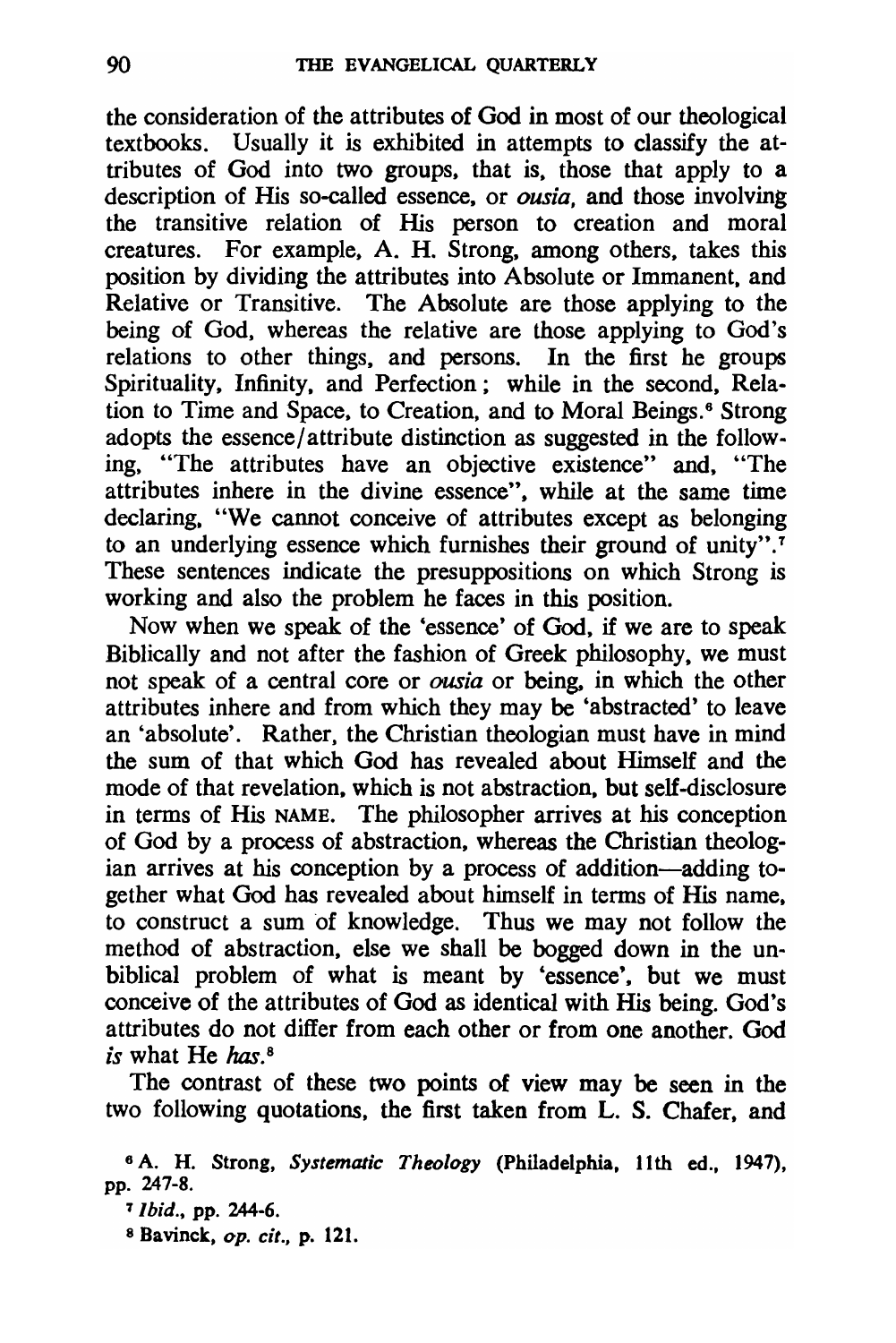the consideration of the attributes of God in most of our theological textbooks. Usually it is exhibited in attempts to classify the attributes of God into two groups, that is, those that apply to a description of His so-called essence, or *ousia*, and those involving the transitive relation of His person to creation and moral creatures. For example, A. H. Strong, among others, takes this position by dividing the attributes into Absolute or Immanent, and Relative or Transitive. The Absolute are those applying to the being of God, whereas the relative are those applying to God's relations to other things, and persons. In the first he groups Spirituality, Infinity, and Perfection; while in the second, Relation to Time and Space, to Creation, and to Moral Beings.[6] Strong adopts the essence/attribute distinction as suggested in the following, "The attributes have an objective existence" and, "The attributes inhere in the divine essence", while at the same time declaring, "We cannot conceive of attributes except as belonging to an underlying essence which furnishes their ground of unity".[7] These sentences indicate the presuppositions on which Strong is working and also the problem he faces in this position.

Now when we speak of the 'essence' of God, if we are to speak Biblically and not after the fashion of Greek philosophy, we must not speak of a central core or *ousia* or being, in which the other attributes inhere and from which they may be 'abstracted' to leave an 'absolute'. Rather, the Christian theologian must have in mind the sum of that which God has revealed about Himself and the mode of that revelation, which is not abstraction, but self-disclosure in terms of His NAME. The philosopher arrives at his conception of God by a process of abstraction, whereas the Christian theologian arrives at his conception by a process of addition—adding together what God has revealed about himself in terms of His name, to construct a sum of knowledge. Thus we may not follow the method of abstraction, else we shall be bogged down in the unbiblical problem of what is meant by 'essence', but we must conceive of the attributes of God as identical with His being. God's attributes do not differ from each other or from one another. God *is* what He *has*.[8]

The contrast of these two points of view may be seen in the two following quotations, the first taken from L. S. Chafer, and

[6] A. H. Strong, *Systematic Theology* (Philadelphia, 11th ed., 1947), pp. 247-8.

[7] *Ibid.*, pp. 244-6.

[8] Bavinck, *op. cit.*, p. 121.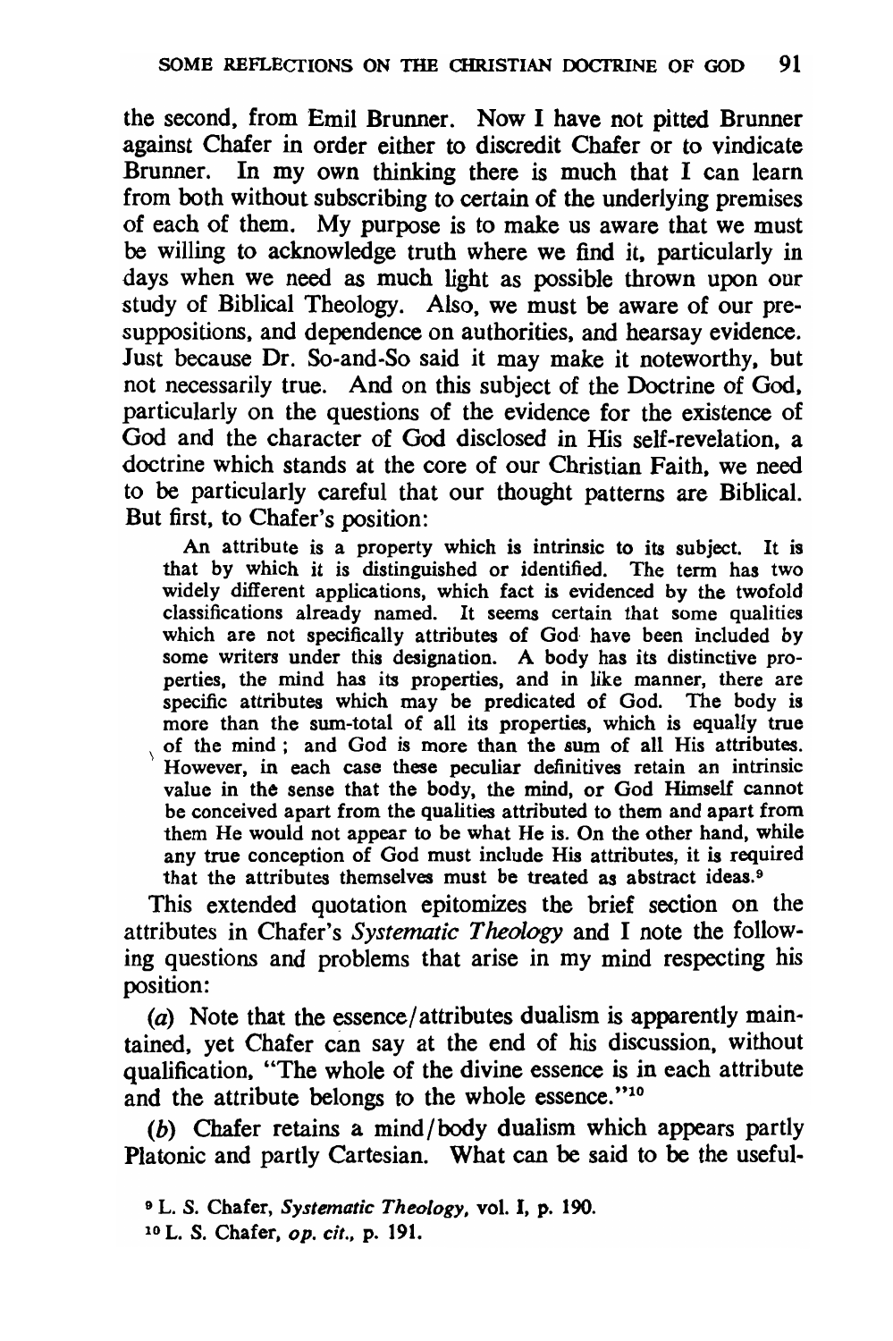the second, from Emil Brunner. Now I have not pitted Brunner against Chafer in order either to discredit Chafer or to vindicate Brunner. In my own thinking there is much that I can learn from both without subscribing to certain of the underlying premises of each of them. My purpose is to make us aware that we must be willing to acknowledge truth where we find it, particularly in days when we need as much light as possible thrown upon our study of Biblical Theology. Also, we must be aware of our presuppositions, and dependence on authorities, and hearsay evidence. Just because Dr. So-and-So said it may make it noteworthy, but not necessarily true. And on this subject of the Doctrine of God, particularly on the questions of the evidence for the existence of God and the character of God disclosed in His self-revelation, a doctrine which stands at the core of our Christian Faith, we need to be particularly careful that our thought patterns are Biblical. But first, to Chafer's position:

> An attribute is a property which is intrinsic to its subject. It is that by which it is distinguished or identified. The term has two widely different applications, which fact is evidenced by the twofold classifications already named. It seems certain that some qualities which are not specifically attributes of God have been included by some writers under this designation. A body has its distinctive properties, the mind has its properties, and in like manner, there are specific attributes which may be predicated of God. The body is more than the sum-total of all its properties, which is equally true of the mind; and God is more than the sum of all His attributes. However, in each case these peculiar definitives retain an intrinsic value in the sense that the body, the mind, or God Himself cannot be conceived apart from the qualities attributed to them and apart from them He would not appear to be what He is. On the other hand, while any true conception of God must include His attributes, it is required that the attributes themselves must be treated as abstract ideas.[9]

This extended quotation epitomizes the brief section on the attributes in Chafer's *Systematic Theology* and I note the following questions and problems that arise in my mind respecting his position:

(*a*) Note that the essence/attributes dualism is apparently maintained, yet Chafer can say at the end of his discussion, without qualification, "The whole of the divine essence is in each attribute and the attribute belongs to the whole essence."[10]

(*b*) Chafer retains a mind/body dualism which appears partly Platonic and partly Cartesian. What can be said to be the useful-

[9] L. S. Chafer, *Systematic Theology*, vol. I, p. 190.

[10] L. S. Chafer, *op. cit.*, p. 191.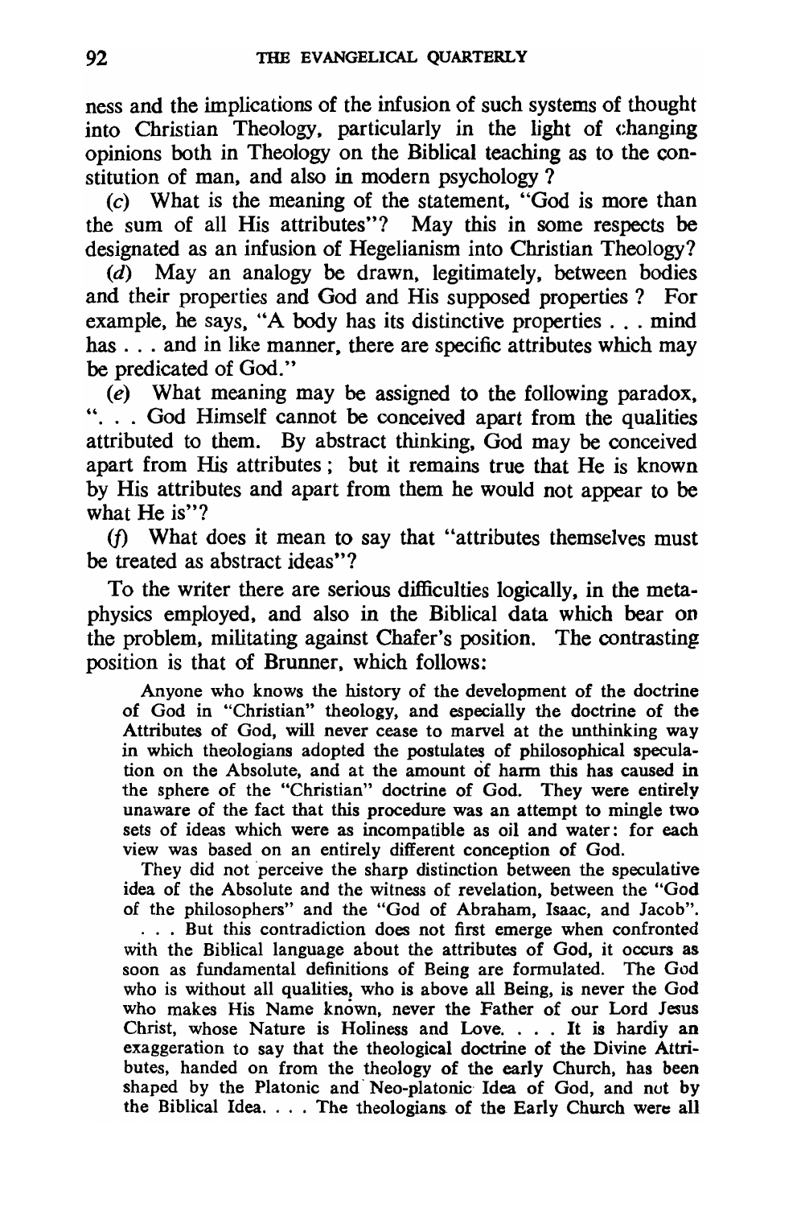ness and the implications of the infusion of such systems of thought into Christian Theology, particularly in the light of changing opinions both in Theology on the Biblical teaching as to the constitution of man, and also in modern psychology?

(*c*) What is the meaning of the statement, "God is more than the sum of all His attributes"? May this in some respects be designated as an infusion of Hegelianism into Christian Theology?

(*d*) May an analogy be drawn, legitimately, between bodies and their properties and God and His supposed properties? For example, he says, "A body has its distinctive properties . . . mind has . . . and in like manner, there are specific attributes which may be predicated of God."

(*e*) What meaning may be assigned to the following paradox, ". . . God Himself cannot be conceived apart from the qualities attributed to them. By abstract thinking, God may be conceived apart from His attributes; but it remains true that He is known by His attributes and apart from them he would not appear to be what He is"?

(*f*) What does it mean to say that "attributes themselves must be treated as abstract ideas"?

To the writer there are serious difficulties logically, in the metaphysics employed, and also in the Biblical data which bear on the problem, militating against Chafer's position. The contrasting position is that of Brunner, which follows:

> Anyone who knows the history of the development of the doctrine of God in "Christian" theology, and especially the doctrine of the Attributes of God, will never cease to marvel at the unthinking way in which theologians adopted the postulates of philosophical speculation on the Absolute, and at the amount of harm this has caused in the sphere of the "Christian" doctrine of God. They were entirely unaware of the fact that this procedure was an attempt to mingle two sets of ideas which were as incompatible as oil and water: for each view was based on an entirely different conception of God.
>
> They did not perceive the sharp distinction between the speculative idea of the Absolute and the witness of revelation, between the "God of the philosophers" and the "God of Abraham, Isaac, and Jacob". . . . But this contradiction does not first emerge when confronted with the Biblical language about the attributes of God, it occurs as soon as fundamental definitions of Being are formulated. The God who is without all qualities, who is above all Being, is never the God who makes His Name known, never the Father of our Lord Jesus Christ, whose Nature is Holiness and Love. . . . It is hardiy an exaggeration to say that the theological doctrine of the Divine Attributes, handed on from the theology of the early Church, has been shaped by the Platonic and Neo-platonic Idea of God, and nut by the Biblical Idea. . . . The theologians of the Early Church were all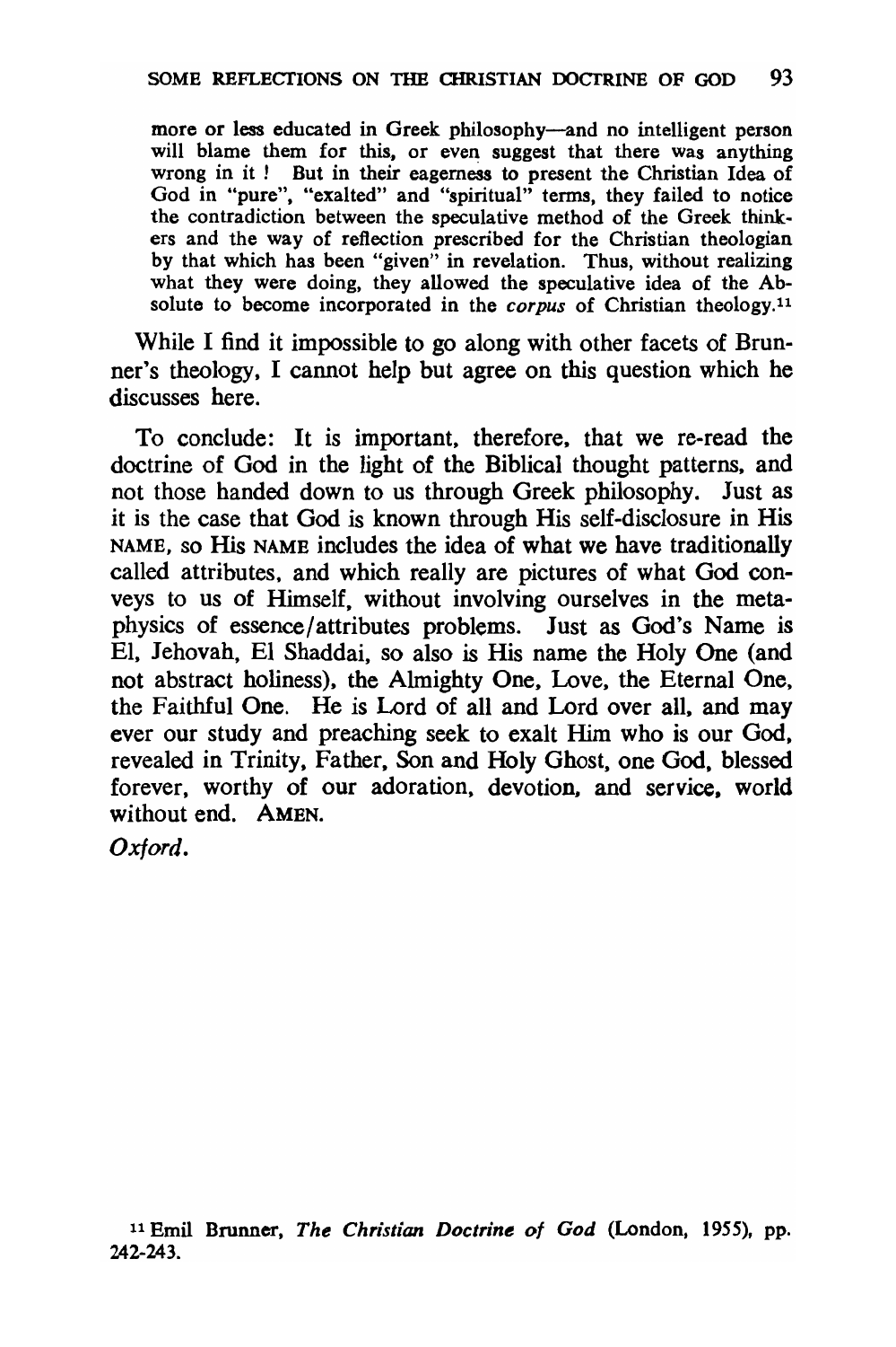more or less educated in Greek philosophy—and no intelligent person will blame them for this, or even suggest that there was anything wrong in it ! But in their eagerness to present the Christian Idea of God in "pure", "exalted" and "spiritual" terms, they failed to notice the contradiction between the speculative method of the Greek thinkers and the way of reflection prescribed for the Christian theologian by that which has been "given" in revelation. Thus, without realizing what they were doing, they allowed the speculative idea of the Absolute to become incorporated in the *corpus* of Christian theology.[11]

While I find it impossible to go along with other facets of Brunner's theology, I cannot help but agree on this question which he discusses here.

To conclude: It is important, therefore, that we re-read the doctrine of God in the light of the Biblical thought patterns, and not those handed down to us through Greek philosophy. Just as it is the case that God is known through His self-disclosure in His NAME, so His NAME includes the idea of what we have traditionally called attributes, and which really are pictures of what God conveys to us of Himself, without involving ourselves in the metaphysics of essence/attributes problems. Just as God's Name is El, Jehovah, El Shaddai, so also is His name the Holy One (and not abstract holiness), the Almighty One, Love, the Eternal One, the Faithful One. He is Lord of all and Lord over all, and may ever our study and preaching seek to exalt Him who is our God, revealed in Trinity, Father, Son and Holy Ghost, one God, blessed forever, worthy of our adoration, devotion, and service, world without end. AMEN.

*Oxford.*

[11] Emil Brunner, *The Christian Doctrine of God* (London, 1955), pp. 242-243.